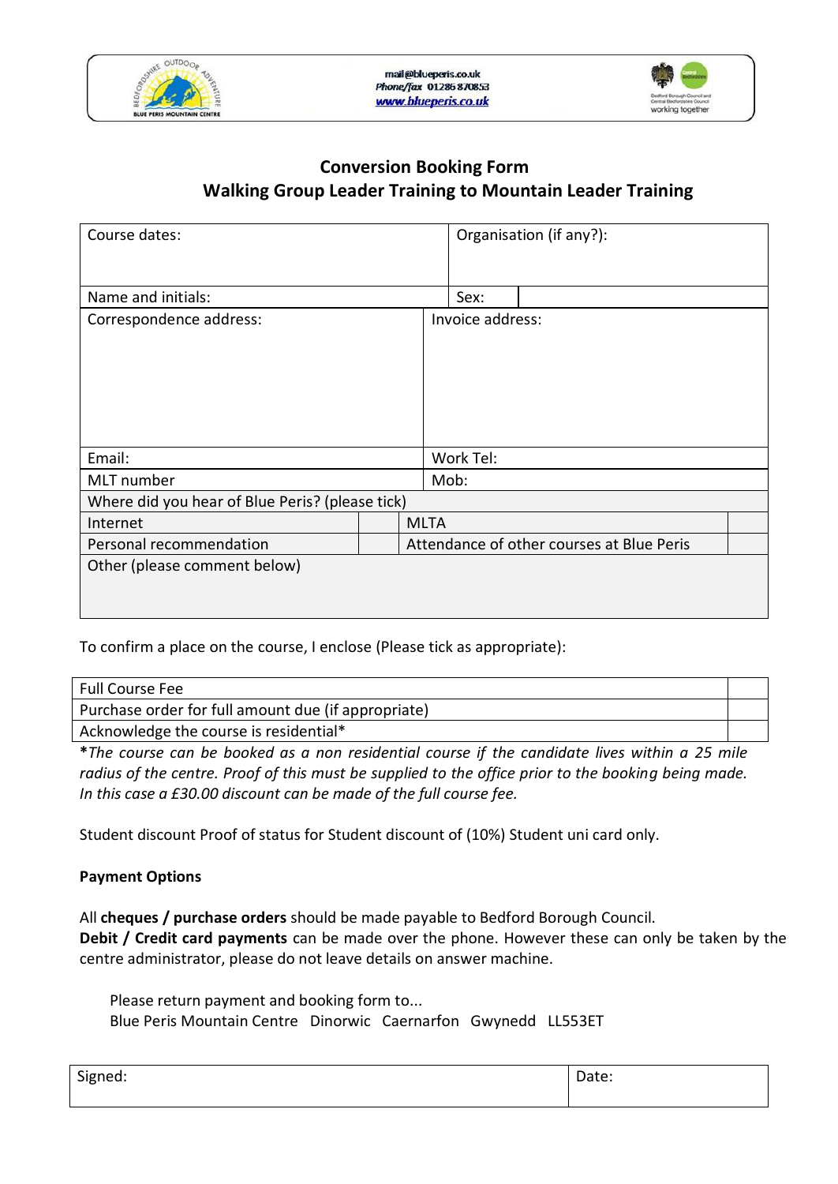mail@blueperis.co.uk
Phone/fax 01286 870853
www.blueperis.co.uk

## Conversion Booking Form
## Walking Group Leader Training to Mountain Leader Training

| Course dates: | Organisation (if any?): |
|---|---|
| Name and initials: | Sex: |
| Correspondence address: | Invoice address: |
| Email: | Work Tel: |
| MLT number | Mob: |

| Where did you hear of Blue Peris? (please tick) | | | |
|---|---|---|---|
| Internet | | MLTA | |
| Personal recommendation | | Attendance of other courses at Blue Peris | |
| Other (please comment below) | | | |

To confirm a place on the course, I enclose (Please tick as appropriate):

| | |
|---|---|
| Full Course Fee | |
| Purchase order for full amount due (if appropriate) | |
| Acknowledge the course is residential* | |

**\***_The course can be booked as a non residential course if the candidate lives within a 25 mile radius of the centre. Proof of this must be supplied to the office prior to the booking being made. In this case a £30.00 discount can be made of the full course fee._

Student discount Proof of status for Student discount of (10%) Student uni card only.

**Payment Options**

All **cheques / purchase orders** should be made payable to Bedford Borough Council.
**Debit / Credit card payments** can be made over the phone. However these can only be taken by the centre administrator, please do not leave details on answer machine.

Please return payment and booking form to...
Blue Peris Mountain Centre Dinorwic Caernarfon Gwynedd LL553ET

| Signed: | Date: |
|---|---|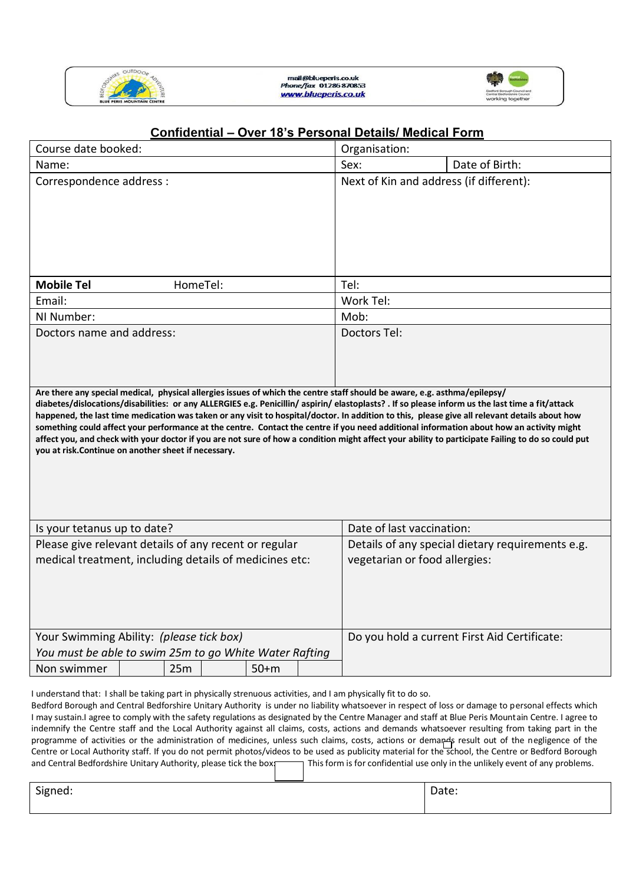mail@blueperis.co.uk
Phone/fax 01286 870853
www.blueperis.co.uk

## Confidential – Over 18's Personal Details/ Medical Form

| Course date booked: | Organisation: | |
|---|---|---|
| Name: | Sex: | Date of Birth: |
| Correspondence address : | Next of Kin and address (if different): | |
| **Mobile Tel** HomeTel: | Tel: | |
| Email: | Work Tel: | |
| NI Number: | Mob: | |
| Doctors name and address: | Doctors Tel: | |

**Are there any special medical, physical allergies issues of which the centre staff should be aware, e.g. asthma/epilepsy/ diabetes/dislocations/disabilities: or any ALLERGIES e.g. Penicillin/ aspirin/ elastoplasts? . If so please inform us the last time a fit/attack happened, the last time medication was taken or any visit to hospital/doctor. In addition to this, please give all relevant details about how something could affect your performance at the centre. Contact the centre if you need additional information about how an activity might affect you, and check with your doctor if you are not sure of how a condition might affect your ability to participate Failing to do so could put you at risk.Continue on another sheet if necessary.**

| Is your tetanus up to date? | Date of last vaccination: |
|---|---|
| Please give relevant details of any recent or regular medical treatment, including details of medicines etc: | Details of any special dietary requirements e.g. vegetarian or food allergies: |
| Your Swimming Ability: *(please tick box)* *You must be able to swim 25m to go White Water Rafting* | Do you hold a current First Aid Certificate: |

| Non swimmer | | 25m | | 50+m | |
|---|---|---|---|---|---|

I understand that: I shall be taking part in physically strenuous activities, and I am physically fit to do so.
Bedford Borough and Central Bedforshire Unitary Authority is under no liability whatsoever in respect of loss or damage to personal effects which I may sustain.I agree to comply with the safety regulations as designated by the Centre Manager and staff at Blue Peris Mountain Centre. I agree to indemnify the Centre staff and the Local Authority against all claims, costs, actions and demands whatsoever resulting from taking part in the programme of activities or the administration of medicines, unless such claims, costs, actions or demands result out of the negligence of the Centre or Local Authority staff. If you do not permit photos/videos to be used as publicity material for the school, the Centre or Bedford Borough and Central Bedfordshire Unitary Authority, please tick the box: ☐ This form is for confidential use only in the unlikely event of any problems.

| Signed: | Date: |
|---|---|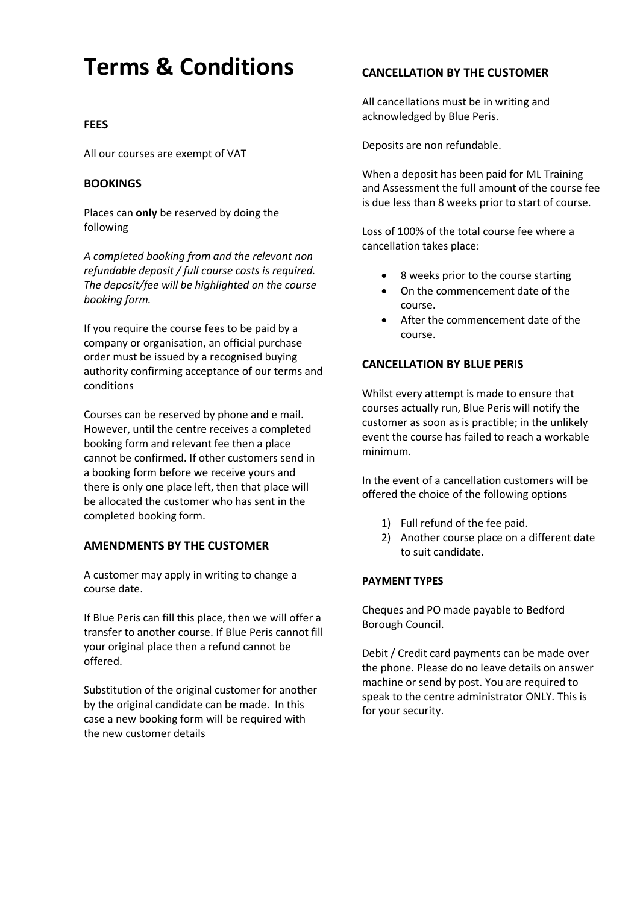# Terms & Conditions

**FEES**

All our courses are exempt of VAT

### BOOKINGS

Places can **only** be reserved by doing the following

*A completed booking from and the relevant non refundable deposit / full course costs is required. The deposit/fee will be highlighted on the course booking form.*

If you require the course fees to be paid by a company or organisation, an official purchase order must be issued by a recognised buying authority confirming acceptance of our terms and conditions

Courses can be reserved by phone and e mail. However, until the centre receives a completed booking form and relevant fee then a place cannot be confirmed. If other customers send in a booking form before we receive yours and there is only one place left, then that place will be allocated the customer who has sent in the completed booking form.

### AMENDMENTS BY THE CUSTOMER

A customer may apply in writing to change a course date.

If Blue Peris can fill this place, then we will offer a transfer to another course. If Blue Peris cannot fill your original place then a refund cannot be offered.

Substitution of the original customer for another by the original candidate can be made. In this case a new booking form will be required with the new customer details

### CANCELLATION BY THE CUSTOMER

All cancellations must be in writing and acknowledged by Blue Peris.

Deposits are non refundable.

When a deposit has been paid for ML Training and Assessment the full amount of the course fee is due less than 8 weeks prior to start of course.

Loss of 100% of the total course fee where a cancellation takes place:

- 8 weeks prior to the course starting
- On the commencement date of the course.
- After the commencement date of the course.

### CANCELLATION BY BLUE PERIS

Whilst every attempt is made to ensure that courses actually run, Blue Peris will notify the customer as soon as is practible; in the unlikely event the course has failed to reach a workable minimum.

In the event of a cancellation customers will be offered the choice of the following options

1) Full refund of the fee paid.
2) Another course place on a different date to suit candidate.

**PAYMENT TYPES**

Cheques and PO made payable to Bedford Borough Council.

Debit / Credit card payments can be made over the phone. Please do no leave details on answer machine or send by post. You are required to speak to the centre administrator ONLY. This is for your security.